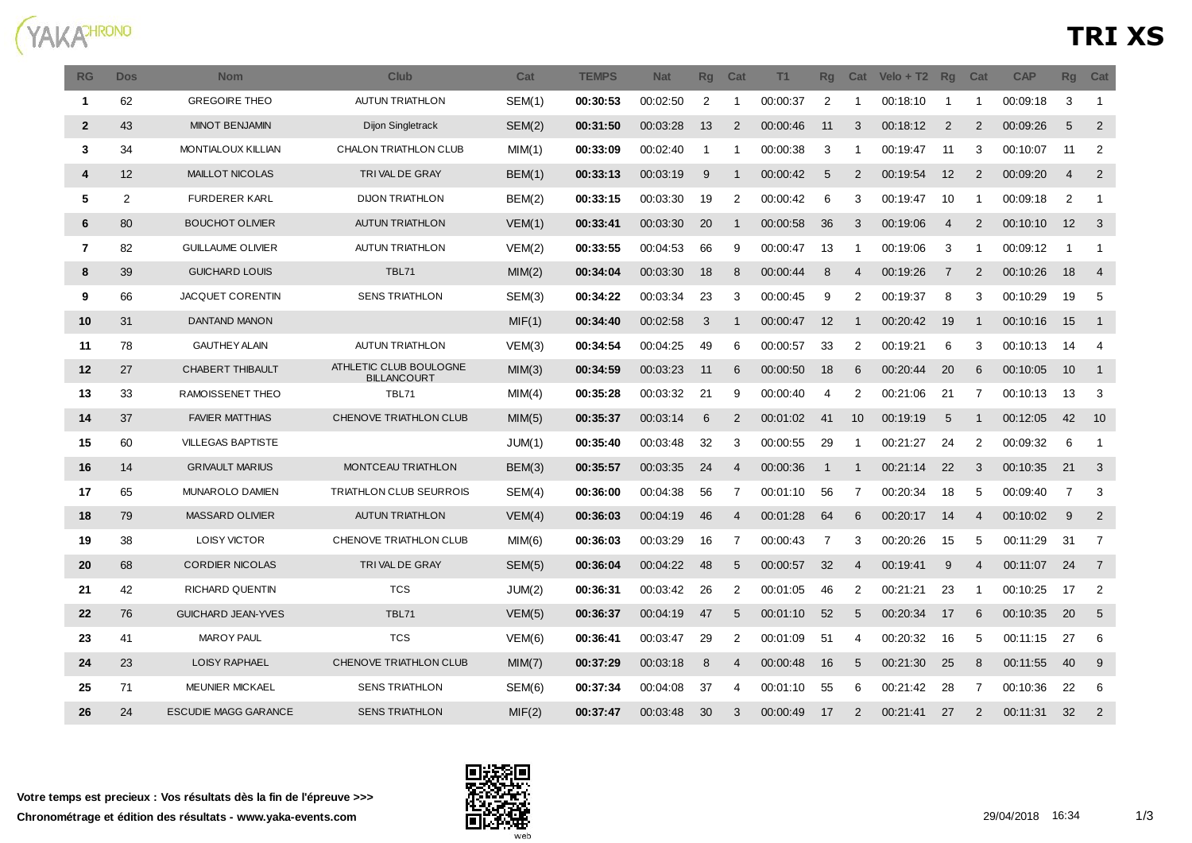# TRI XS

| RG | Dos | Nom | Club | Cat | TEMPS | Nat | Rg | Cat | T1 | Rg | Cat | Velo + T2 | Rg | Cat | CAP | Rg | Cat |
|---|---|---|---|---|---|---|---|---|---|---|---|---|---|---|---|---|---|
| 1 | 62 | GREGOIRE THEO | AUTUN TRIATHLON | SEM(1) | **00:30:53** | 00:02:50 | 2 | 1 | 00:00:37 | 2 | 1 | 00:18:10 | 1 | 1 | 00:09:18 | 3 | 1 |
| 2 | 43 | MINOT BENJAMIN | Dijon Singletrack | SEM(2) | **00:31:50** | 00:03:28 | 13 | 2 | 00:00:46 | 11 | 3 | 00:18:12 | 2 | 2 | 00:09:26 | 5 | 2 |
| 3 | 34 | MONTIALOUX KILLIAN | CHALON TRIATHLON CLUB | MIM(1) | **00:33:09** | 00:02:40 | 1 | 1 | 00:00:38 | 3 | 1 | 00:19:47 | 11 | 3 | 00:10:07 | 11 | 2 |
| 4 | 12 | MAILLOT NICOLAS | TRI VAL DE GRAY | BEM(1) | **00:33:13** | 00:03:19 | 9 | 1 | 00:00:42 | 5 | 2 | 00:19:54 | 12 | 2 | 00:09:20 | 4 | 2 |
| 5 | 2 | FURDERER KARL | DIJON TRIATHLON | BEM(2) | **00:33:15** | 00:03:30 | 19 | 2 | 00:00:42 | 6 | 3 | 00:19:47 | 10 | 1 | 00:09:18 | 2 | 1 |
| 6 | 80 | BOUCHOT OLIVIER | AUTUN TRIATHLON | VEM(1) | **00:33:41** | 00:03:30 | 20 | 1 | 00:00:58 | 36 | 3 | 00:19:06 | 4 | 2 | 00:10:10 | 12 | 3 |
| 7 | 82 | GUILLAUME OLIVIER | AUTUN TRIATHLON | VEM(2) | **00:33:55** | 00:04:53 | 66 | 9 | 00:00:47 | 13 | 1 | 00:19:06 | 3 | 1 | 00:09:12 | 1 | 1 |
| 8 | 39 | GUICHARD LOUIS | TBL71 | MIM(2) | **00:34:04** | 00:03:30 | 18 | 8 | 00:00:44 | 8 | 4 | 00:19:26 | 7 | 2 | 00:10:26 | 18 | 4 |
| 9 | 66 | JACQUET CORENTIN | SENS TRIATHLON | SEM(3) | **00:34:22** | 00:03:34 | 23 | 3 | 00:00:45 | 9 | 2 | 00:19:37 | 8 | 3 | 00:10:29 | 19 | 5 |
| 10 | 31 | DANTAND MANON | | MIF(1) | **00:34:40** | 00:02:58 | 3 | 1 | 00:00:47 | 12 | 1 | 00:20:42 | 19 | 1 | 00:10:16 | 15 | 1 |
| 11 | 78 | GAUTHEY ALAIN | AUTUN TRIATHLON | VEM(3) | **00:34:54** | 00:04:25 | 49 | 6 | 00:00:57 | 33 | 2 | 00:19:21 | 6 | 3 | 00:10:13 | 14 | 4 |
| 12 | 27 | CHABERT THIBAULT | ATHLETIC CLUB BOULOGNE BILLANCOURT | MIM(3) | **00:34:59** | 00:03:23 | 11 | 6 | 00:00:50 | 18 | 6 | 00:20:44 | 20 | 6 | 00:10:05 | 10 | 1 |
| 13 | 33 | RAMOISSENET THEO | TBL71 | MIM(4) | **00:35:28** | 00:03:32 | 21 | 9 | 00:00:40 | 4 | 2 | 00:21:06 | 21 | 7 | 00:10:13 | 13 | 3 |
| 14 | 37 | FAVIER MATTHIAS | CHENOVE TRIATHLON CLUB | MIM(5) | **00:35:37** | 00:03:14 | 6 | 2 | 00:01:02 | 41 | 10 | 00:19:19 | 5 | 1 | 00:12:05 | 42 | 10 |
| 15 | 60 | VILLEGAS BAPTISTE | | JUM(1) | **00:35:40** | 00:03:48 | 32 | 3 | 00:00:55 | 29 | 1 | 00:21:27 | 24 | 2 | 00:09:32 | 6 | 1 |
| 16 | 14 | GRIVAULT MARIUS | MONTCEAU TRIATHLON | BEM(3) | **00:35:57** | 00:03:35 | 24 | 4 | 00:00:36 | 1 | 1 | 00:21:14 | 22 | 3 | 00:10:35 | 21 | 3 |
| 17 | 65 | MUNAROLO DAMIEN | TRIATHLON CLUB SEURROIS | SEM(4) | **00:36:00** | 00:04:38 | 56 | 7 | 00:01:10 | 56 | 7 | 00:20:34 | 18 | 5 | 00:09:40 | 7 | 3 |
| 18 | 79 | MASSARD OLIVIER | AUTUN TRIATHLON | VEM(4) | **00:36:03** | 00:04:19 | 46 | 4 | 00:01:28 | 64 | 6 | 00:20:17 | 14 | 4 | 00:10:02 | 9 | 2 |
| 19 | 38 | LOISY VICTOR | CHENOVE TRIATHLON CLUB | MIM(6) | **00:36:03** | 00:03:29 | 16 | 7 | 00:00:43 | 7 | 3 | 00:20:26 | 15 | 5 | 00:11:29 | 31 | 7 |
| 20 | 68 | CORDIER NICOLAS | TRI VAL DE GRAY | SEM(5) | **00:36:04** | 00:04:22 | 48 | 5 | 00:00:57 | 32 | 4 | 00:19:41 | 9 | 4 | 00:11:07 | 24 | 7 |
| 21 | 42 | RICHARD QUENTIN | TCS | JUM(2) | **00:36:31** | 00:03:42 | 26 | 2 | 00:01:05 | 46 | 2 | 00:21:21 | 23 | 1 | 00:10:25 | 17 | 2 |
| 22 | 76 | GUICHARD JEAN-YVES | TBL71 | VEM(5) | **00:36:37** | 00:04:19 | 47 | 5 | 00:01:10 | 52 | 5 | 00:20:34 | 17 | 6 | 00:10:35 | 20 | 5 |
| 23 | 41 | MAROY PAUL | TCS | VEM(6) | **00:36:41** | 00:03:47 | 29 | 2 | 00:01:09 | 51 | 4 | 00:20:32 | 16 | 5 | 00:11:15 | 27 | 6 |
| 24 | 23 | LOISY RAPHAEL | CHENOVE TRIATHLON CLUB | MIM(7) | **00:37:29** | 00:03:18 | 8 | 4 | 00:00:48 | 16 | 5 | 00:21:30 | 25 | 8 | 00:11:55 | 40 | 9 |
| 25 | 71 | MEUNIER MICKAEL | SENS TRIATHLON | SEM(6) | **00:37:34** | 00:04:08 | 37 | 4 | 00:01:10 | 55 | 6 | 00:21:42 | 28 | 7 | 00:10:36 | 22 | 6 |
| 26 | 24 | ESCUDIE MAGG GARANCE | SENS TRIATHLON | MIF(2) | **00:37:47** | 00:03:48 | 30 | 3 | 00:00:49 | 17 | 2 | 00:21:41 | 27 | 2 | 00:11:31 | 32 | 2 |

**Votre temps est precieux : Vos résultats dès la fin de l'épreuve >>>**

**Chronométrage et édition des résultats - www.yaka-events.com**

29/04/2018 16:34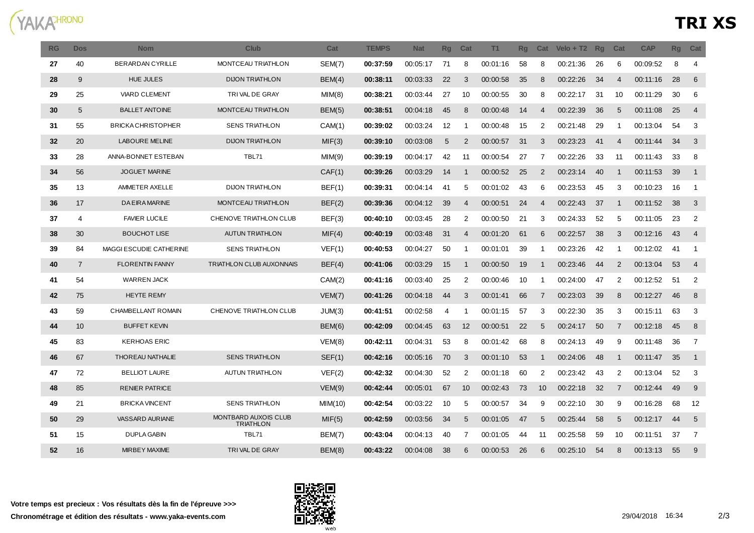# TRI XS

| RG | Dos | Nom | Club | Cat | TEMPS | Nat | Rg | Cat | T1 | Rg | Cat | Velo + T2 | Rg | Cat | CAP | Rg | Cat |
|---|---|---|---|---|---|---|---|---|---|---|---|---|---|---|---|---|---|
| **27** | 40 | BERARDAN CYRILLE | MONTCEAU TRIATHLON | SEM(7) | **00:37:59** | 00:05:17 | 71 | 8 | 00:01:16 | 58 | 8 | 00:21:36 | 26 | 6 | 00:09:52 | 8 | 4 |
| **28** | 9 | HUE JULES | DIJON TRIATHLON | BEM(4) | **00:38:11** | 00:03:33 | 22 | 3 | 00:00:58 | 35 | 8 | 00:22:26 | 34 | 4 | 00:11:16 | 28 | 6 |
| **29** | 25 | VIARD CLEMENT | TRI VAL DE GRAY | MIM(8) | **00:38:21** | 00:03:44 | 27 | 10 | 00:00:55 | 30 | 8 | 00:22:17 | 31 | 10 | 00:11:29 | 30 | 6 |
| **30** | 5 | BALLET ANTOINE | MONTCEAU TRIATHLON | BEM(5) | **00:38:51** | 00:04:18 | 45 | 8 | 00:00:48 | 14 | 4 | 00:22:39 | 36 | 5 | 00:11:08 | 25 | 4 |
| **31** | 55 | BRICKA CHRISTOPHER | SENS TRIATHLON | CAM(1) | **00:39:02** | 00:03:24 | 12 | 1 | 00:00:48 | 15 | 2 | 00:21:48 | 29 | 1 | 00:13:04 | 54 | 3 |
| **32** | 20 | LABOURE MELINE | DIJON TRIATHLON | MIF(3) | **00:39:10** | 00:03:08 | 5 | 2 | 00:00:57 | 31 | 3 | 00:23:23 | 41 | 4 | 00:11:44 | 34 | 3 |
| **33** | 28 | ANNA-BONNET ESTEBAN | TBL71 | MIM(9) | **00:39:19** | 00:04:17 | 42 | 11 | 00:00:54 | 27 | 7 | 00:22:26 | 33 | 11 | 00:11:43 | 33 | 8 |
| **34** | 56 | JOGUET MARINE | | CAF(1) | **00:39:26** | 00:03:29 | 14 | 1 | 00:00:52 | 25 | 2 | 00:23:14 | 40 | 1 | 00:11:53 | 39 | 1 |
| **35** | 13 | AMMETER AXELLE | DIJON TRIATHLON | BEF(1) | **00:39:31** | 00:04:14 | 41 | 5 | 00:01:02 | 43 | 6 | 00:23:53 | 45 | 3 | 00:10:23 | 16 | 1 |
| **36** | 17 | DA EIRA MARINE | MONTCEAU TRIATHLON | BEF(2) | **00:39:36** | 00:04:12 | 39 | 4 | 00:00:51 | 24 | 4 | 00:22:43 | 37 | 1 | 00:11:52 | 38 | 3 |
| **37** | 4 | FAVIER LUCILE | CHENOVE TRIATHLON CLUB | BEF(3) | **00:40:10** | 00:03:45 | 28 | 2 | 00:00:50 | 21 | 3 | 00:24:33 | 52 | 5 | 00:11:05 | 23 | 2 |
| **38** | 30 | BOUCHOT LISE | AUTUN TRIATHLON | MIF(4) | **00:40:19** | 00:03:48 | 31 | 4 | 00:01:20 | 61 | 6 | 00:22:57 | 38 | 3 | 00:12:16 | 43 | 4 |
| **39** | 84 | MAGGI ESCUDIE CATHERINE | SENS TRIATHLON | VEF(1) | **00:40:53** | 00:04:27 | 50 | 1 | 00:01:01 | 39 | 1 | 00:23:26 | 42 | 1 | 00:12:02 | 41 | 1 |
| **40** | 7 | FLORENTIN FANNY | TRIATHLON CLUB AUXONNAIS | BEF(4) | **00:41:06** | 00:03:29 | 15 | 1 | 00:00:50 | 19 | 1 | 00:23:46 | 44 | 2 | 00:13:04 | 53 | 4 |
| **41** | 54 | WARREN JACK | | CAM(2) | **00:41:16** | 00:03:40 | 25 | 2 | 00:00:46 | 10 | 1 | 00:24:00 | 47 | 2 | 00:12:52 | 51 | 2 |
| **42** | 75 | HEYTE REMY | | VEM(7) | **00:41:26** | 00:04:18 | 44 | 3 | 00:01:41 | 66 | 7 | 00:23:03 | 39 | 8 | 00:12:27 | 46 | 8 |
| **43** | 59 | CHAMBELLANT ROMAIN | CHENOVE TRIATHLON CLUB | JUM(3) | **00:41:51** | 00:02:58 | 4 | 1 | 00:01:15 | 57 | 3 | 00:22:30 | 35 | 3 | 00:15:11 | 63 | 3 |
| **44** | 10 | BUFFET KEVIN | | BEM(6) | **00:42:09** | 00:04:45 | 63 | 12 | 00:00:51 | 22 | 5 | 00:24:17 | 50 | 7 | 00:12:18 | 45 | 8 |
| **45** | 83 | KERHOAS ERIC | | VEM(8) | **00:42:11** | 00:04:31 | 53 | 8 | 00:01:42 | 68 | 8 | 00:24:13 | 49 | 9 | 00:11:48 | 36 | 7 |
| **46** | 67 | THOREAU NATHALIE | SENS TRIATHLON | SEF(1) | **00:42:16** | 00:05:16 | 70 | 3 | 00:01:10 | 53 | 1 | 00:24:06 | 48 | 1 | 00:11:47 | 35 | 1 |
| **47** | 72 | BELLIOT LAURE | AUTUN TRIATHLON | VEF(2) | **00:42:32** | 00:04:30 | 52 | 2 | 00:01:18 | 60 | 2 | 00:23:42 | 43 | 2 | 00:13:04 | 52 | 3 |
| **48** | 85 | RENIER PATRICE | | VEM(9) | **00:42:44** | 00:05:01 | 67 | 10 | 00:02:43 | 73 | 10 | 00:22:18 | 32 | 7 | 00:12:44 | 49 | 9 |
| **49** | 21 | BRICKA VINCENT | SENS TRIATHLON | MIM(10) | **00:42:54** | 00:03:22 | 10 | 5 | 00:00:57 | 34 | 9 | 00:22:10 | 30 | 9 | 00:16:28 | 68 | 12 |
| **50** | 29 | VASSARD AURIANE | MONTBARD AUXOIS CLUB TRIATHLON | MIF(5) | **00:42:59** | 00:03:56 | 34 | 5 | 00:01:05 | 47 | 5 | 00:25:44 | 58 | 5 | 00:12:17 | 44 | 5 |
| **51** | 15 | DUPLA GABIN | TBL71 | BEM(7) | **00:43:04** | 00:04:13 | 40 | 7 | 00:01:05 | 44 | 11 | 00:25:58 | 59 | 10 | 00:11:51 | 37 | 7 |
| **52** | 16 | MIRBEY MAXIME | TRI VAL DE GRAY | BEM(8) | **00:43:22** | 00:04:08 | 38 | 6 | 00:00:53 | 26 | 6 | 00:25:10 | 54 | 8 | 00:13:13 | 55 | 9 |

**Votre temps est precieux : Vos résultats dès la fin de l'épreuve >>>**

**Chronométrage et édition des résultats - www.yaka-events.com**

29/04/2018 16:34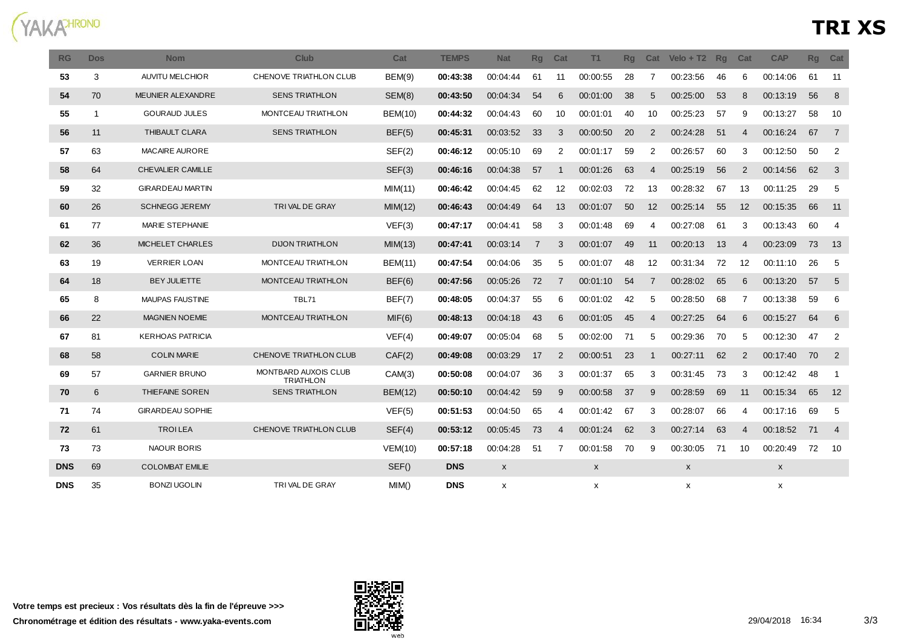# TRI XS

| RG | Dos | Nom | Club | Cat | TEMPS | Nat | Rg | Cat | T1 | Rg | Cat | Velo + T2 | Rg | Cat | CAP | Rg | Cat |
|---|---|---|---|---|---|---|---|---|---|---|---|---|---|---|---|---|---|
| **53** | 3 | AUVITU MELCHIOR | CHENOVE TRIATHLON CLUB | BEM(9) | **00:43:38** | 00:04:44 | 61 | 11 | 00:00:55 | 28 | 7 | 00:23:56 | 46 | 6 | 00:14:06 | 61 | 11 |
| **54** | 70 | MEUNIER ALEXANDRE | SENS TRIATHLON | SEM(8) | **00:43:50** | 00:04:34 | 54 | 6 | 00:01:00 | 38 | 5 | 00:25:00 | 53 | 8 | 00:13:19 | 56 | 8 |
| **55** | 1 | GOURAUD JULES | MONTCEAU TRIATHLON | BEM(10) | **00:44:32** | 00:04:43 | 60 | 10 | 00:01:01 | 40 | 10 | 00:25:23 | 57 | 9 | 00:13:27 | 58 | 10 |
| **56** | 11 | THIBAULT CLARA | SENS TRIATHLON | BEF(5) | **00:45:31** | 00:03:52 | 33 | 3 | 00:00:50 | 20 | 2 | 00:24:28 | 51 | 4 | 00:16:24 | 67 | 7 |
| **57** | 63 | MACAIRE AURORE | | SEF(2) | **00:46:12** | 00:05:10 | 69 | 2 | 00:01:17 | 59 | 2 | 00:26:57 | 60 | 3 | 00:12:50 | 50 | 2 |
| **58** | 64 | CHEVALIER CAMILLE | | SEF(3) | **00:46:16** | 00:04:38 | 57 | 1 | 00:01:26 | 63 | 4 | 00:25:19 | 56 | 2 | 00:14:56 | 62 | 3 |
| **59** | 32 | GIRARDEAU MARTIN | | MIM(11) | **00:46:42** | 00:04:45 | 62 | 12 | 00:02:03 | 72 | 13 | 00:28:32 | 67 | 13 | 00:11:25 | 29 | 5 |
| **60** | 26 | SCHNEGG JEREMY | TRI VAL DE GRAY | MIM(12) | **00:46:43** | 00:04:49 | 64 | 13 | 00:01:07 | 50 | 12 | 00:25:14 | 55 | 12 | 00:15:35 | 66 | 11 |
| **61** | 77 | MARIE STEPHANIE | | VEF(3) | **00:47:17** | 00:04:41 | 58 | 3 | 00:01:48 | 69 | 4 | 00:27:08 | 61 | 3 | 00:13:43 | 60 | 4 |
| **62** | 36 | MICHELET CHARLES | DIJON TRIATHLON | MIM(13) | **00:47:41** | 00:03:14 | 7 | 3 | 00:01:07 | 49 | 11 | 00:20:13 | 13 | 4 | 00:23:09 | 73 | 13 |
| **63** | 19 | VERRIER LOAN | MONTCEAU TRIATHLON | BEM(11) | **00:47:54** | 00:04:06 | 35 | 5 | 00:01:07 | 48 | 12 | 00:31:34 | 72 | 12 | 00:11:10 | 26 | 5 |
| **64** | 18 | BEY JULIETTE | MONTCEAU TRIATHLON | BEF(6) | **00:47:56** | 00:05:26 | 72 | 7 | 00:01:10 | 54 | 7 | 00:28:02 | 65 | 6 | 00:13:20 | 57 | 5 |
| **65** | 8 | MAUPAS FAUSTINE | TBL71 | BEF(7) | **00:48:05** | 00:04:37 | 55 | 6 | 00:01:02 | 42 | 5 | 00:28:50 | 68 | 7 | 00:13:38 | 59 | 6 |
| **66** | 22 | MAGNIEN NOEMIE | MONTCEAU TRIATHLON | MIF(6) | **00:48:13** | 00:04:18 | 43 | 6 | 00:01:05 | 45 | 4 | 00:27:25 | 64 | 6 | 00:15:27 | 64 | 6 |
| **67** | 81 | KERHOAS PATRICIA | | VEF(4) | **00:49:07** | 00:05:04 | 68 | 5 | 00:02:00 | 71 | 5 | 00:29:36 | 70 | 5 | 00:12:30 | 47 | 2 |
| **68** | 58 | COLIN MARIE | CHENOVE TRIATHLON CLUB | CAF(2) | **00:49:08** | 00:03:29 | 17 | 2 | 00:00:51 | 23 | 1 | 00:27:11 | 62 | 2 | 00:17:40 | 70 | 2 |
| **69** | 57 | GARNIER BRUNO | MONTBARD AUXOIS CLUB TRIATHLON | CAM(3) | **00:50:08** | 00:04:07 | 36 | 3 | 00:01:37 | 65 | 3 | 00:31:45 | 73 | 3 | 00:12:42 | 48 | 1 |
| **70** | 6 | THIEFAINE SOREN | SENS TRIATHLON | BEM(12) | **00:50:10** | 00:04:42 | 59 | 9 | 00:00:58 | 37 | 9 | 00:28:59 | 69 | 11 | 00:15:34 | 65 | 12 |
| **71** | 74 | GIRARDEAU SOPHIE | | VEF(5) | **00:51:53** | 00:04:50 | 65 | 4 | 00:01:42 | 67 | 3 | 00:28:07 | 66 | 4 | 00:17:16 | 69 | 5 |
| **72** | 61 | TROI LEA | CHENOVE TRIATHLON CLUB | SEF(4) | **00:53:12** | 00:05:45 | 73 | 4 | 00:01:24 | 62 | 3 | 00:27:14 | 63 | 4 | 00:18:52 | 71 | 4 |
| **73** | 73 | NAOUR BORIS | | VEM(10) | **00:57:18** | 00:04:28 | 51 | 7 | 00:01:58 | 70 | 9 | 00:30:05 | 71 | 10 | 00:20:49 | 72 | 10 |
| **DNS** | 69 | COLOMBAT EMILIE | | SEF() | **DNS** | x | | | x | | | x | | | x | | |
| **DNS** | 35 | BONZI UGOLIN | TRI VAL DE GRAY | MIM() | **DNS** | x | | | x | | | x | | | x | | |

**Votre temps est precieux : Vos résultats dès la fin de l'épreuve >>>**

**Chronométrage et édition des résultats - www.yaka-events.com**

29/04/2018 16:34